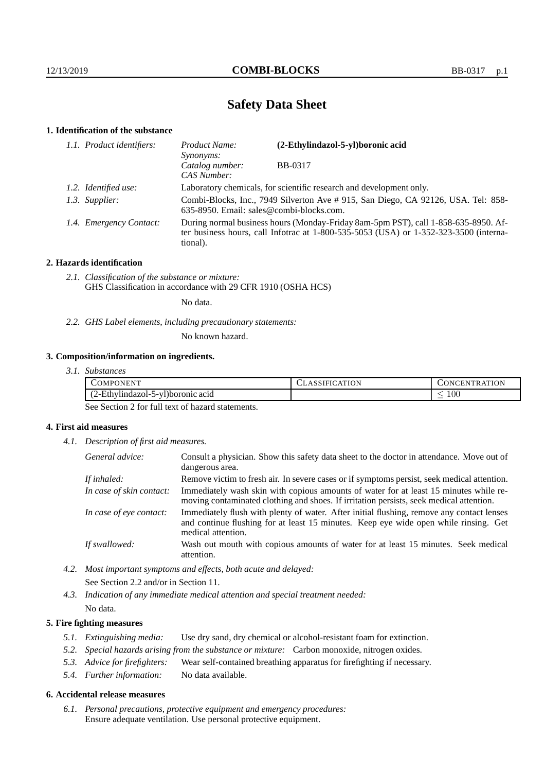# Safety Data Sheet

## 1. Identification of the substance

*1.1. Product identifiers:*
- *Product Name:* **(2-Ethylindazol-5-yl)boronic acid**
- *Synonyms:*
- *Catalog number:* BB-0317
- *CAS Number:*

*1.2. Identified use:* Laboratory chemicals, for scientific research and development only.

*1.3. Supplier:* Combi-Blocks, Inc., 7949 Silverton Ave # 915, San Diego, CA 92126, USA. Tel: 858-635-8950. Email: sales@combi-blocks.com.

*1.4. Emergency Contact:* During normal business hours (Monday-Friday 8am-5pm PST), call 1-858-635-8950. After business hours, call Infotrac at 1-800-535-5053 (USA) or 1-352-323-3500 (international).

## 2. Hazards identification

*2.1. Classification of the substance or mixture:*
GHS Classification in accordance with 29 CFR 1910 (OSHA HCS)

No data.

*2.2. GHS Label elements, including precautionary statements:*

No known hazard.

## 3. Composition/information on ingredients.

*3.1. Substances*

| COMPONENT | CLASSIFICATION | CONCENTRATION |
|---|---|---|
| (2-Ethylindazol-5-yl)boronic acid | | ≤ 100 |

See Section 2 for full text of hazard statements.

## 4. First aid measures

*4.1. Description of first aid measures.*

- *General advice:* Consult a physician. Show this safety data sheet to the doctor in attendance. Move out of dangerous area.
- *If inhaled:* Remove victim to fresh air. In severe cases or if symptoms persist, seek medical attention.
- *In case of skin contact:* Immediately wash skin with copious amounts of water for at least 15 minutes while removing contaminated clothing and shoes. If irritation persists, seek medical attention.
- *In case of eye contact:* Immediately flush with plenty of water. After initial flushing, remove any contact lenses and continue flushing for at least 15 minutes. Keep eye wide open while rinsing. Get medical attention.
- *If swallowed:* Wash out mouth with copious amounts of water for at least 15 minutes. Seek medical attention.

*4.2. Most important symptoms and effects, both acute and delayed:*
See Section 2.2 and/or in Section 11.

*4.3. Indication of any immediate medical attention and special treatment needed:*
No data.

## 5. Fire fighting measures

*5.1. Extinguishing media:* Use dry sand, dry chemical or alcohol-resistant foam for extinction.

*5.2. Special hazards arising from the substance or mixture:* Carbon monoxide, nitrogen oxides.

*5.3. Advice for firefighters:* Wear self-contained breathing apparatus for firefighting if necessary.

*5.4. Further information:* No data available.

## 6. Accidental release measures

*6.1. Personal precautions, protective equipment and emergency procedures:*
Ensure adequate ventilation. Use personal protective equipment.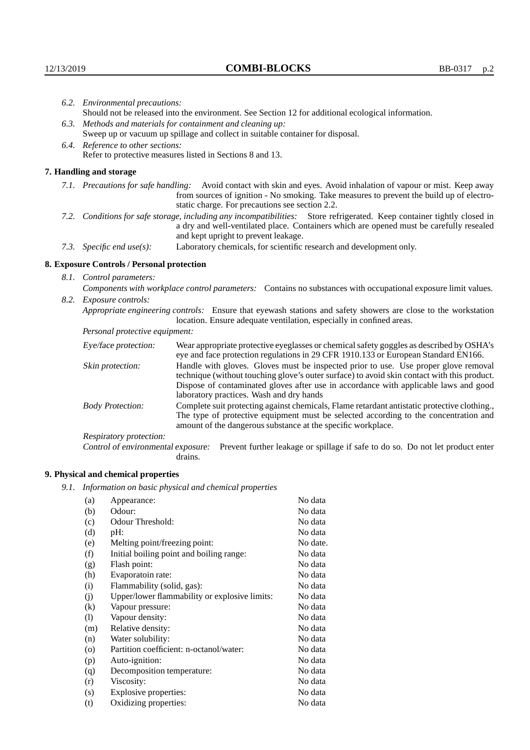*6.2. Environmental precautions:*

Should not be released into the environment. See Section 12 for additional ecological information.

*6.3. Methods and materials for containment and cleaning up:*

Sweep up or vacuum up spillage and collect in suitable container for disposal.

*6.4. Reference to other sections:*

Refer to protective measures listed in Sections 8 and 13.

## 7. Handling and storage

*7.1. Precautions for safe handling:* Avoid contact with skin and eyes. Avoid inhalation of vapour or mist. Keep away from sources of ignition - No smoking. Take measures to prevent the build up of electrostatic charge. For precautions see section 2.2.

*7.2. Conditions for safe storage, including any incompatibilities:* Store refrigerated. Keep container tightly closed in a dry and well-ventilated place. Containers which are opened must be carefully resealed and kept upright to prevent leakage.

*7.3. Specific end use(s):* Laboratory chemicals, for scientific research and development only.

## 8. Exposure Controls / Personal protection

*8.1. Control parameters:*

*Components with workplace control parameters:* Contains no substances with occupational exposure limit values.

*8.2. Exposure controls:*

*Appropriate engineering controls:* Ensure that eyewash stations and safety showers are close to the workstation location. Ensure adequate ventilation, especially in confined areas.

*Personal protective equipment:*

*Eye/face protection:* Wear appropriate protective eyeglasses or chemical safety goggles as described by OSHA's eye and face protection regulations in 29 CFR 1910.133 or European Standard EN166.

*Skin protection:* Handle with gloves. Gloves must be inspected prior to use. Use proper glove removal technique (without touching glove's outer surface) to avoid skin contact with this product. Dispose of contaminated gloves after use in accordance with applicable laws and good laboratory practices. Wash and dry hands

*Body Protection:* Complete suit protecting against chemicals, Flame retardant antistatic protective clothing., The type of protective equipment must be selected according to the concentration and amount of the dangerous substance at the specific workplace.

*Respiratory protection:*

*Control of environmental exposure:* Prevent further leakage or spillage if safe to do so. Do not let product enter drains.

## 9. Physical and chemical properties

*9.1. Information on basic physical and chemical properties*

| | | |
|---|---|---|
| (a) | Appearance: | No data |
| (b) | Odour: | No data |
| (c) | Odour Threshold: | No data |
| (d) | pH: | No data |
| (e) | Melting point/freezing point: | No date. |
| (f) | Initial boiling point and boiling range: | No data |
| (g) | Flash point: | No data |
| (h) | Evaporatoin rate: | No data |
| (i) | Flammability (solid, gas): | No data |
| (j) | Upper/lower flammability or explosive limits: | No data |
| (k) | Vapour pressure: | No data |
| (l) | Vapour density: | No data |
| (m) | Relative density: | No data |
| (n) | Water solubility: | No data |
| (o) | Partition coefficient: n-octanol/water: | No data |
| (p) | Auto-ignition: | No data |
| (q) | Decomposition temperature: | No data |
| (r) | Viscosity: | No data |
| (s) | Explosive properties: | No data |
| (t) | Oxidizing properties: | No data |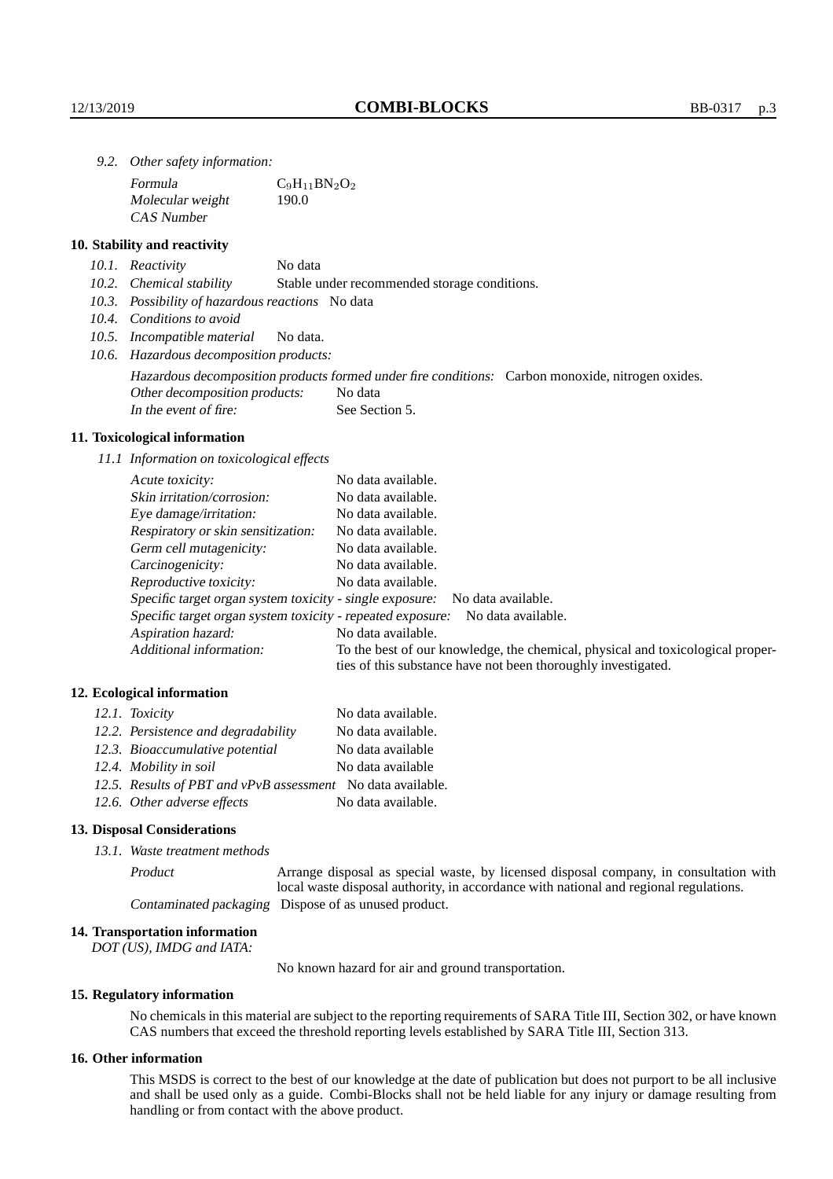*9.2. Other safety information:*

| | |
|---|---|
| *Formula* | $C_9H_{11}BN_2O_2$ |
| *Molecular weight* | 190.0 |
| *CAS Number* | |

## 10. Stability and reactivity

- *10.1. Reactivity* No data
- *10.2. Chemical stability* Stable under recommended storage conditions.
- *10.3. Possibility of hazardous reactions* No data
- *10.4. Conditions to avoid*
- *10.5. Incompatible material* No data.
- *10.6. Hazardous decomposition products:*

*Hazardous decomposition products formed under fire conditions:* Carbon monoxide, nitrogen oxides.
*Other decomposition products:* No data
*In the event of fire:* See Section 5.

## 11. Toxicological information

*11.1 Information on toxicological effects*

| | |
|---|---|
| *Acute toxicity:* | No data available. |
| *Skin irritation/corrosion:* | No data available. |
| *Eye damage/irritation:* | No data available. |
| *Respiratory or skin sensitization:* | No data available. |
| *Germ cell mutagenicity:* | No data available. |
| *Carcinogenicity:* | No data available. |
| *Reproductive toxicity:* | No data available. |
| *Specific target organ system toxicity - single exposure:* | No data available. |
| *Specific target organ system toxicity - repeated exposure:* | No data available. |
| *Aspiration hazard:* | No data available. |
| *Additional information:* | To the best of our knowledge, the chemical, physical and toxicological properties of this substance have not been thoroughly investigated. |

## 12. Ecological information

| | |
|---|---|
| *12.1. Toxicity* | No data available. |
| *12.2. Persistence and degradability* | No data available. |
| *12.3. Bioaccumulative potential* | No data available |
| *12.4. Mobility in soil* | No data available |
| *12.5. Results of PBT and vPvB assessment* | No data available. |
| *12.6. Other adverse effects* | No data available. |

## 13. Disposal Considerations

*13.1. Waste treatment methods*

*Product* Arrange disposal as special waste, by licensed disposal company, in consultation with local waste disposal authority, in accordance with national and regional regulations.

*Contaminated packaging* Dispose of as unused product.

## 14. Transportation information

*DOT (US), IMDG and IATA:*

No known hazard for air and ground transportation.

## 15. Regulatory information

No chemicals in this material are subject to the reporting requirements of SARA Title III, Section 302, or have known CAS numbers that exceed the threshold reporting levels established by SARA Title III, Section 313.

## 16. Other information

This MSDS is correct to the best of our knowledge at the date of publication but does not purport to be all inclusive and shall be used only as a guide. Combi-Blocks shall not be held liable for any injury or damage resulting from handling or from contact with the above product.